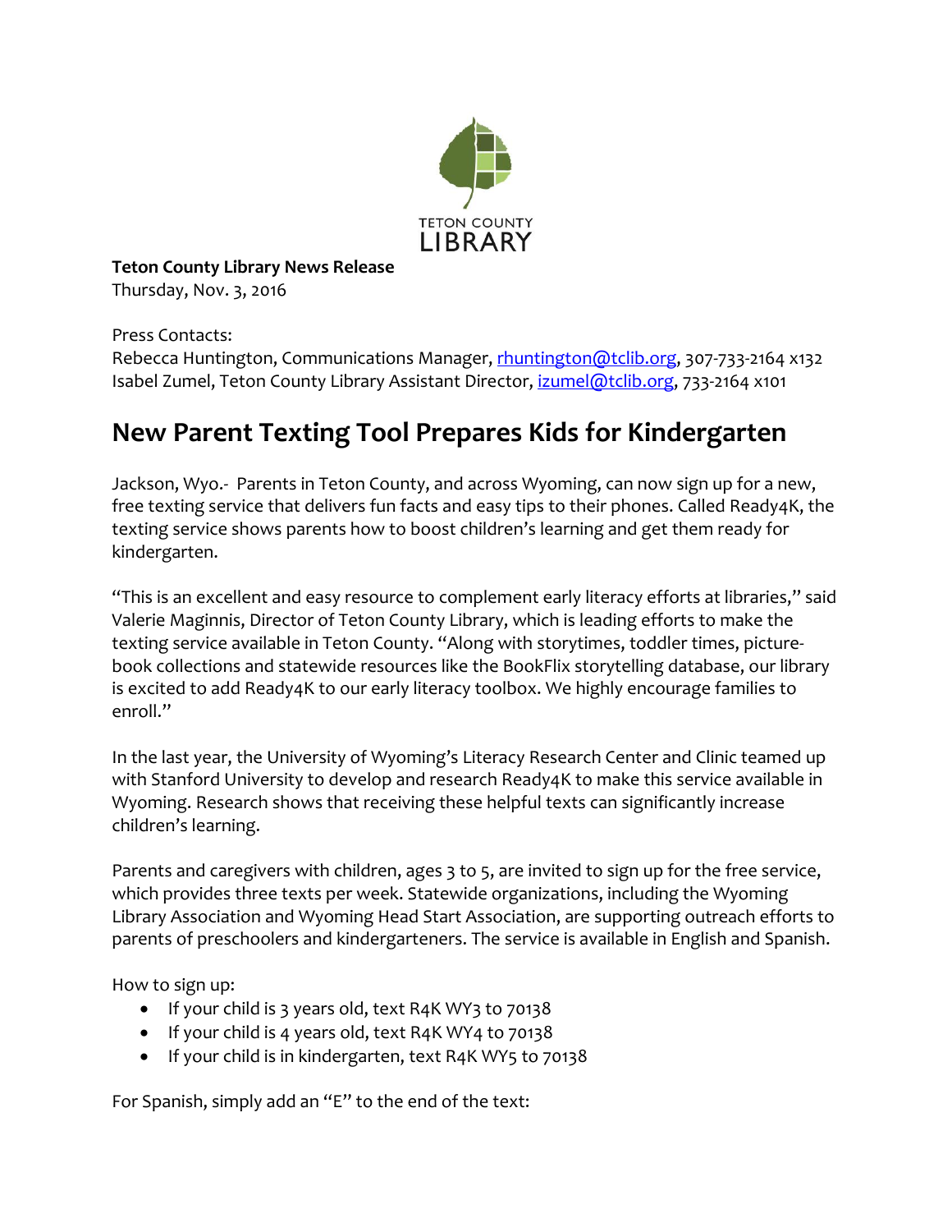TETON COUNTY LIBRARY

**Teton County Library News Release**
Thursday, Nov. 3, 2016

Press Contacts:
Rebecca Huntington, Communications Manager, rhuntington@tclib.org, 307-733-2164 x132
Isabel Zumel, Teton County Library Assistant Director, izumel@tclib.org, 733-2164 x101

# New Parent Texting Tool Prepares Kids for Kindergarten

Jackson, Wyo.- Parents in Teton County, and across Wyoming, can now sign up for a new, free texting service that delivers fun facts and easy tips to their phones. Called Ready4K, the texting service shows parents how to boost children's learning and get them ready for kindergarten.

"This is an excellent and easy resource to complement early literacy efforts at libraries," said Valerie Maginnis, Director of Teton County Library, which is leading efforts to make the texting service available in Teton County. "Along with storytimes, toddler times, picture-book collections and statewide resources like the BookFlix storytelling database, our library is excited to add Ready4K to our early literacy toolbox. We highly encourage families to enroll."

In the last year, the University of Wyoming's Literacy Research Center and Clinic teamed up with Stanford University to develop and research Ready4K to make this service available in Wyoming. Research shows that receiving these helpful texts can significantly increase children's learning.

Parents and caregivers with children, ages 3 to 5, are invited to sign up for the free service, which provides three texts per week. Statewide organizations, including the Wyoming Library Association and Wyoming Head Start Association, are supporting outreach efforts to parents of preschoolers and kindergarteners. The service is available in English and Spanish.

How to sign up:

- If your child is 3 years old, text R4K WY3 to 70138
- If your child is 4 years old, text R4K WY4 to 70138
- If your child is in kindergarten, text R4K WY5 to 70138

For Spanish, simply add an "E" to the end of the text: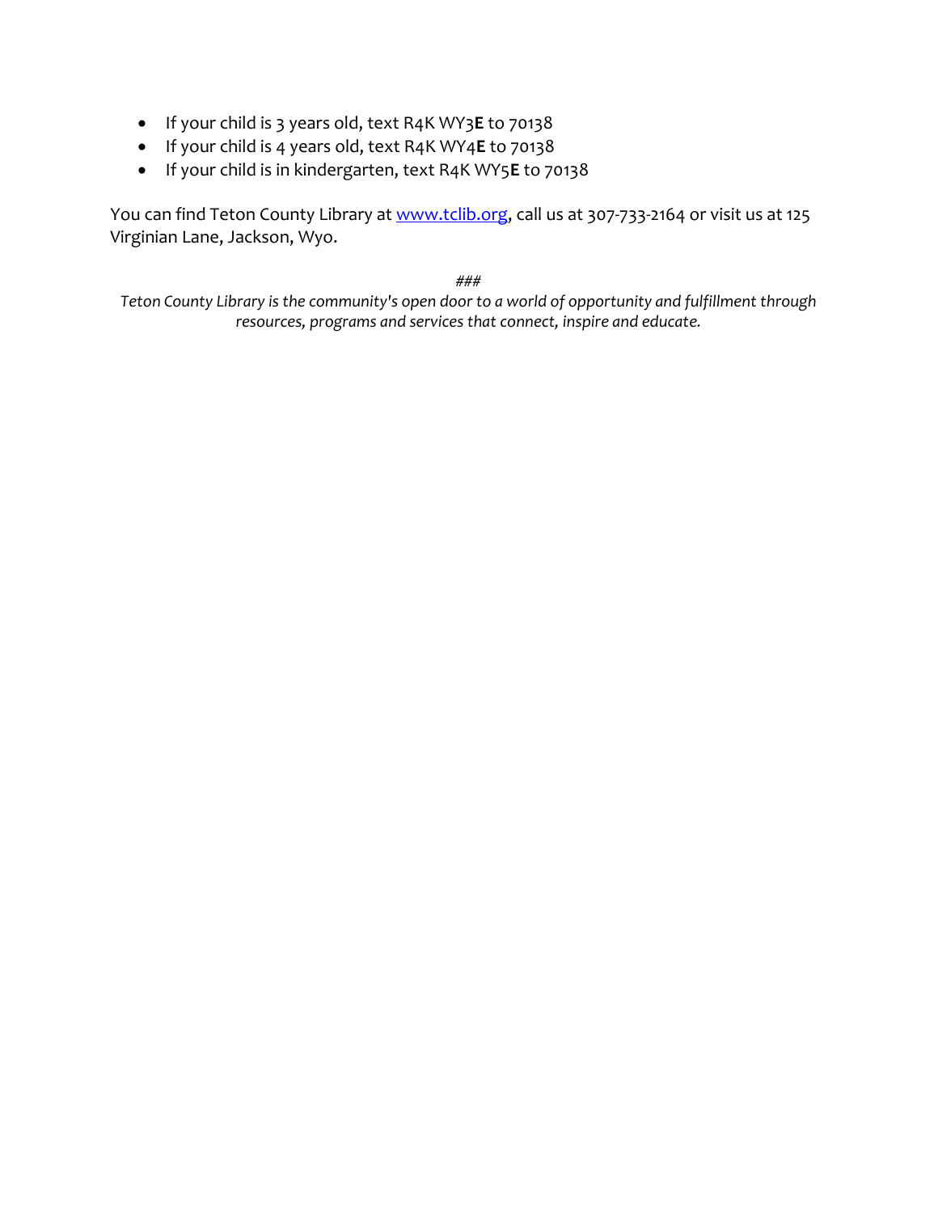- If your child is 3 years old, text R4K WY3**E** to 70138
- If your child is 4 years old, text R4K WY4**E** to 70138
- If your child is in kindergarten, text R4K WY5**E** to 70138

You can find Teton County Library at [www.tclib.org](http://www.tclib.org), call us at 307-733-2164 or visit us at 125 Virginian Lane, Jackson, Wyo.

*###*

*Teton County Library is the community's open door to a world of opportunity and fulfillment through resources, programs and services that connect, inspire and educate.*